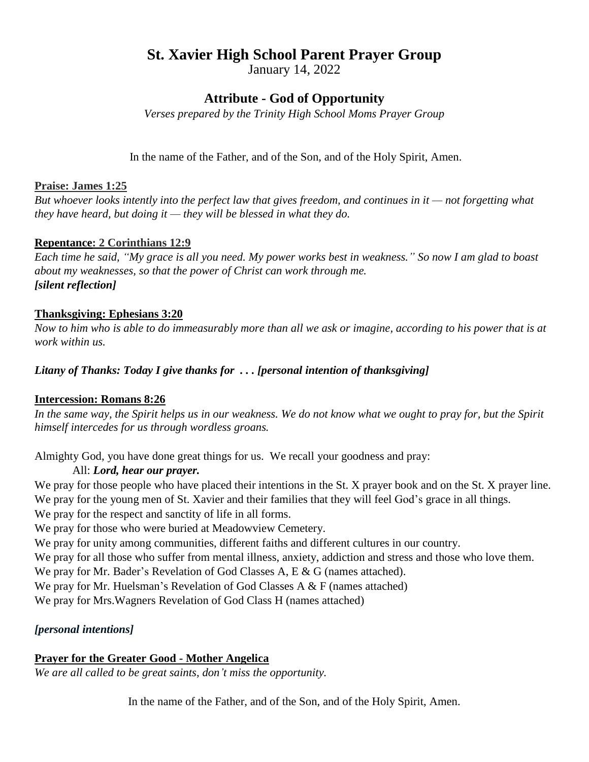# St. Xavier High School Parent Prayer Group

January 14, 2022

## Attribute - God of Opportunity

*Verses prepared by the Trinity High School Moms Prayer Group*

In the name of the Father, and of the Son, and of the Holy Spirit, Amen.

**Praise: James 1:25**

*But whoever looks intently into the perfect law that gives freedom, and continues in it — not forgetting what they have heard, but doing it — they will be blessed in what they do.*

**Repentance: 2 Corinthians 12:9**

*Each time he said, "My grace is all you need. My power works best in weakness." So now I am glad to boast about my weaknesses, so that the power of Christ can work through me.*
***[silent reflection]***

**Thanksgiving: Ephesians 3:20**

*Now to him who is able to do immeasurably more than all we ask or imagine, according to his power that is at work within us.*

***Litany of Thanks: Today I give thanks for . . . [personal intention of thanksgiving]***

**Intercession: Romans 8:26**

*In the same way, the Spirit helps us in our weakness. We do not know what we ought to pray for, but the Spirit himself intercedes for us through wordless groans.*

Almighty God, you have done great things for us. We recall your goodness and pray:

All: ***Lord, hear our prayer.***

We pray for those people who have placed their intentions in the St. X prayer book and on the St. X prayer line.
We pray for the young men of St. Xavier and their families that they will feel God's grace in all things.
We pray for the respect and sanctity of life in all forms.
We pray for those who were buried at Meadowview Cemetery.
We pray for unity among communities, different faiths and different cultures in our country.
We pray for all those who suffer from mental illness, anxiety, addiction and stress and those who love them.
We pray for Mr. Bader's Revelation of God Classes A, E & G (names attached).
We pray for Mr. Huelsman's Revelation of God Classes A & F (names attached)
We pray for Mrs.Wagners Revelation of God Class H (names attached)

***[personal intentions]***

**Prayer for the Greater Good - Mother Angelica**

*We are all called to be great saints, don't miss the opportunity.*

In the name of the Father, and of the Son, and of the Holy Spirit, Amen.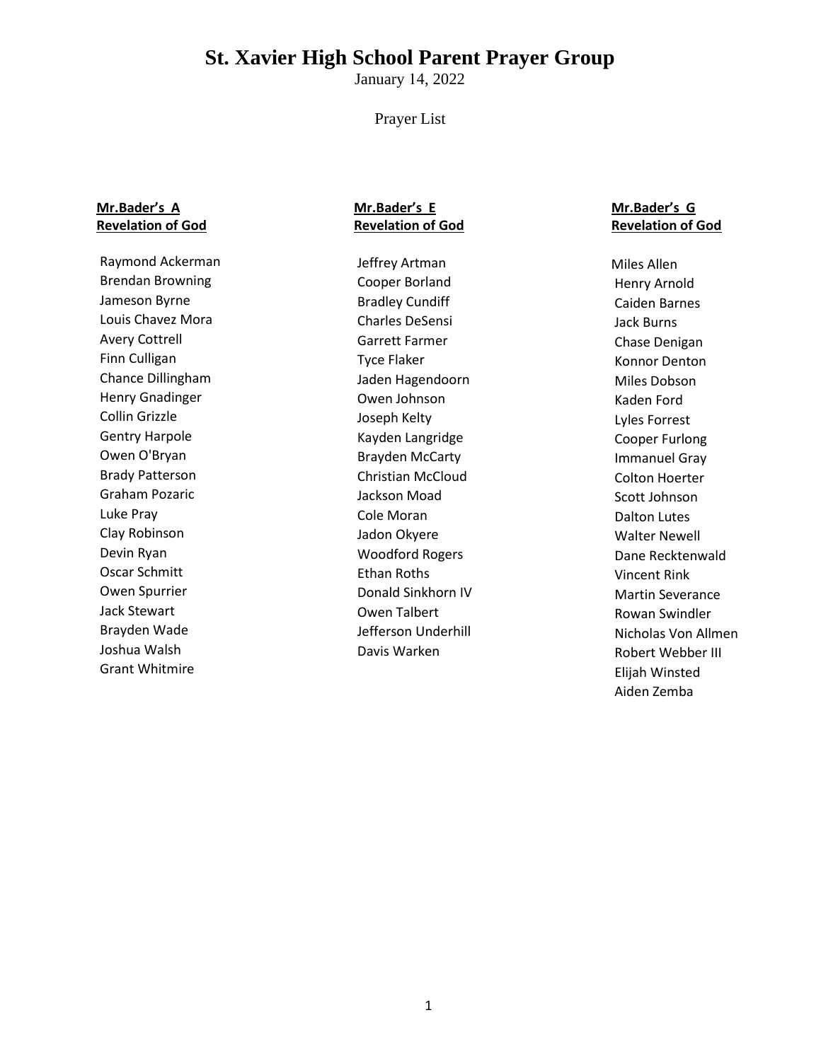# St. Xavier High School Parent Prayer Group

January 14, 2022

Prayer List

**Mr.Bader's A**
**Revelation of God**

Raymond Ackerman
Brendan Browning
Jameson Byrne
Louis Chavez Mora
Avery Cottrell
Finn Culligan
Chance Dillingham
Henry Gnadinger
Collin Grizzle
Gentry Harpole
Owen O'Bryan
Brady Patterson
Graham Pozaric
Luke Pray
Clay Robinson
Devin Ryan
Oscar Schmitt
Owen Spurrier
Jack Stewart
Brayden Wade
Joshua Walsh
Grant Whitmire

**Mr.Bader's E**
**Revelation of God**

Jeffrey Artman
Cooper Borland
Bradley Cundiff
Charles DeSensi
Garrett Farmer
Tyce Flaker
Jaden Hagendoorn
Owen Johnson
Joseph Kelty
Kayden Langridge
Brayden McCarty
Christian McCloud
Jackson Moad
Cole Moran
Jadon Okyere
Woodford Rogers
Ethan Roths
Donald Sinkhorn IV
Owen Talbert
Jefferson Underhill
Davis Warken

**Mr.Bader's G**
**Revelation of God**

Miles Allen
Henry Arnold
Caiden Barnes
Jack Burns
Chase Denigan
Konnor Denton
Miles Dobson
Kaden Ford
Lyles Forrest
Cooper Furlong
Immanuel Gray
Colton Hoerter
Scott Johnson
Dalton Lutes
Walter Newell
Dane Recktenwald
Vincent Rink
Martin Severance
Rowan Swindler
Nicholas Von Allmen
Robert Webber III
Elijah Winsted
Aiden Zemba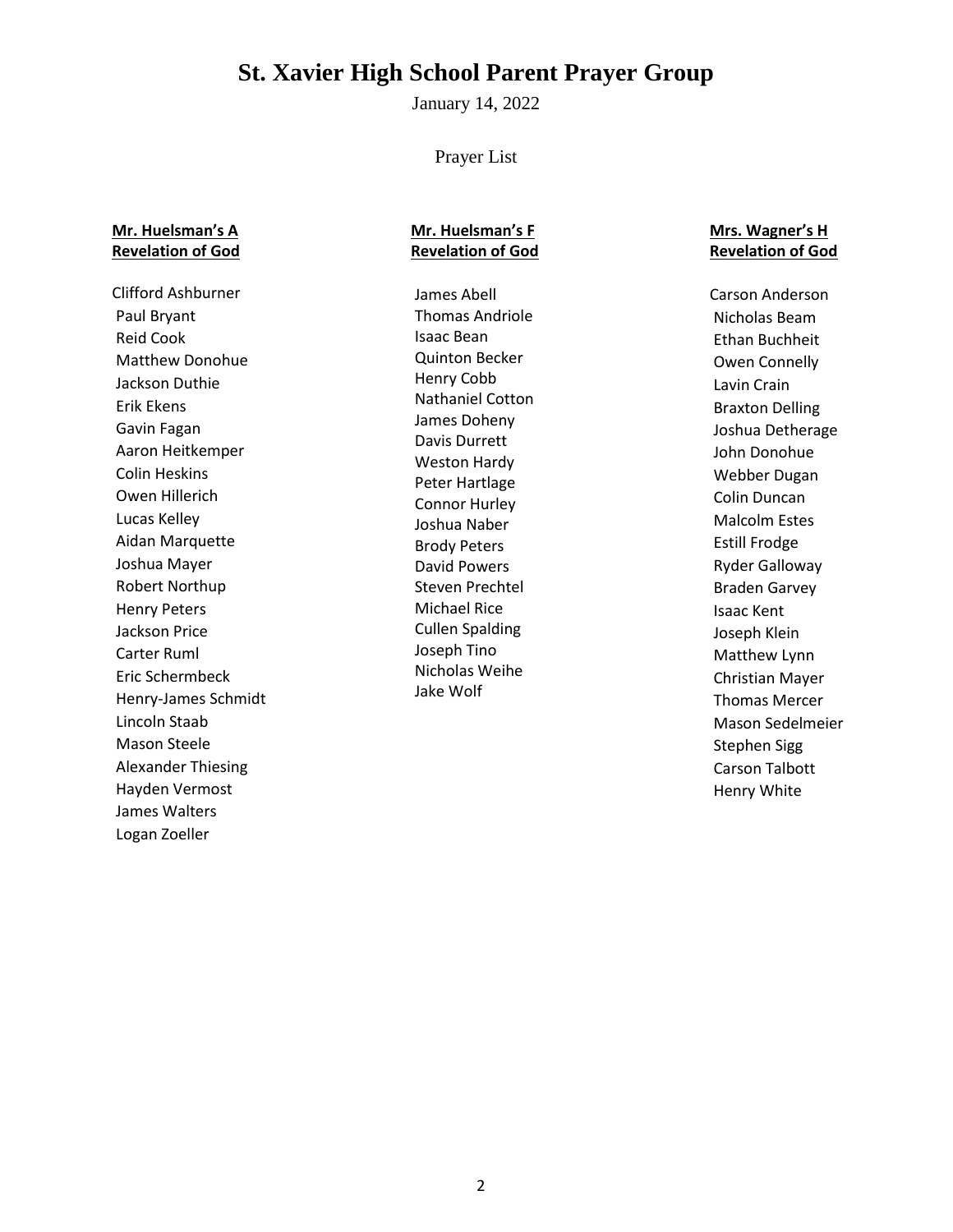# St. Xavier High School Parent Prayer Group

January 14, 2022

Prayer List

**Mr. Huelsman's A Revelation of God**

Clifford Ashburner
Paul Bryant
Reid Cook
Matthew Donohue
Jackson Duthie
Erik Ekens
Gavin Fagan
Aaron Heitkemper
Colin Heskins
Owen Hillerich
Lucas Kelley
Aidan Marquette
Joshua Mayer
Robert Northup
Henry Peters
Jackson Price
Carter Ruml
Eric Schermbeck
Henry-James Schmidt
Lincoln Staab
Mason Steele
Alexander Thiesing
Hayden Vermost
James Walters
Logan Zoeller

**Mr. Huelsman's F Revelation of God**

James Abell
Thomas Andriole
Isaac Bean
Quinton Becker
Henry Cobb
Nathaniel Cotton
James Doheny
Davis Durrett
Weston Hardy
Peter Hartlage
Connor Hurley
Joshua Naber
Brody Peters
David Powers
Steven Prechtel
Michael Rice
Cullen Spalding
Joseph Tino
Nicholas Weihe
Jake Wolf

**Mrs. Wagner's H Revelation of God**

Carson Anderson
Nicholas Beam
Ethan Buchheit
Owen Connelly
Lavin Crain
Braxton Delling
Joshua Detherage
John Donohue
Webber Dugan
Colin Duncan
Malcolm Estes
Estill Frodge
Ryder Galloway
Braden Garvey
Isaac Kent
Joseph Klein
Matthew Lynn
Christian Mayer
Thomas Mercer
Mason Sedelmeier
Stephen Sigg
Carson Talbott
Henry White